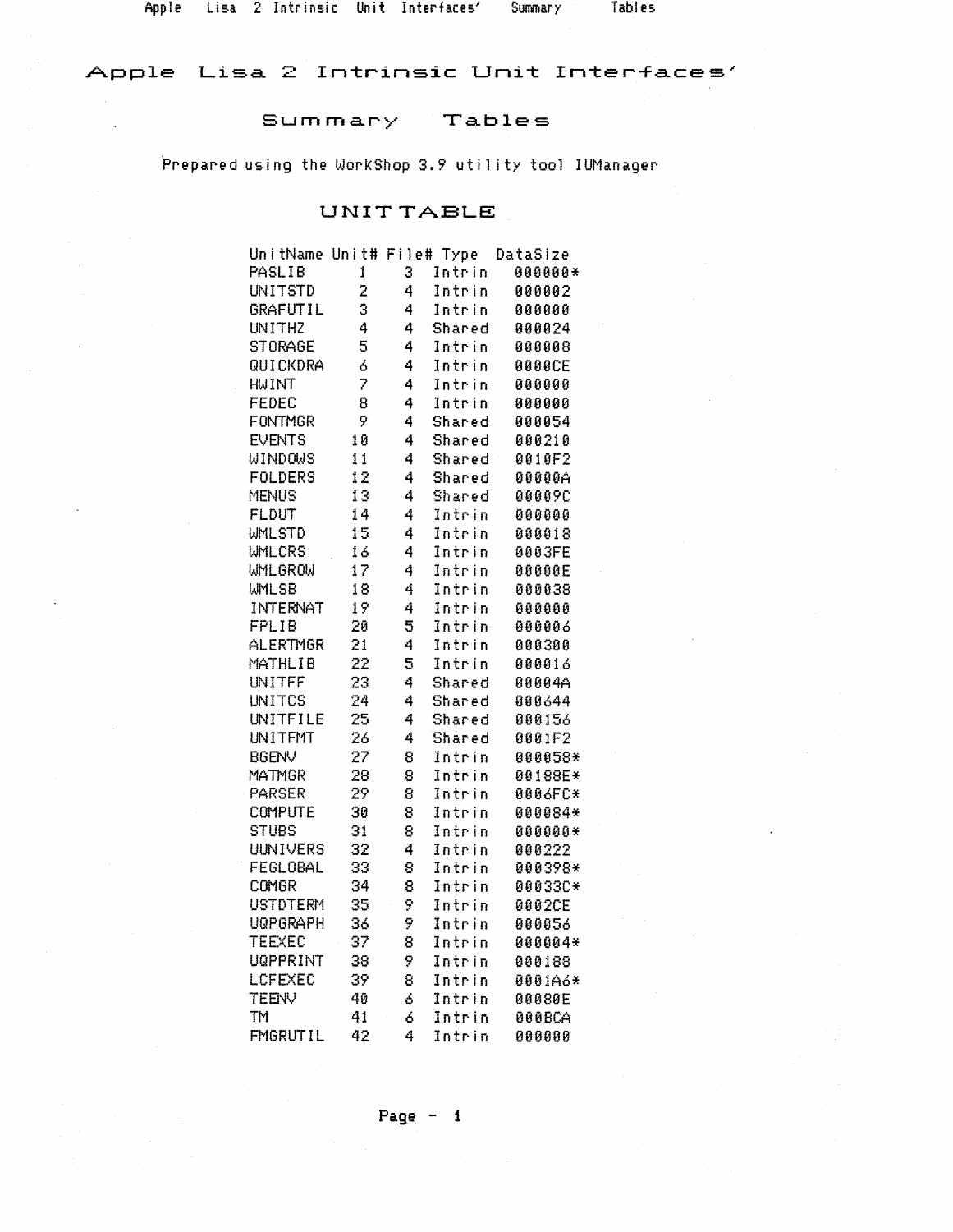# Apple Lisa 2 Intrinsic Unit Interfaces'

## Summary Tables

Prepared using the WorkShop 3.9 utility tool IUManager

### UNIT TABLE

| UnitName | Unit# | File# | Type | DataSize |
|---|---|---|---|---|
| PASLIB | 1 | 3 | Intrin | 000000* |
| UNITSTD | 2 | 4 | Intrin | 000002 |
| GRAFUTIL | 3 | 4 | Intrin | 000000 |
| UNITHZ | 4 | 4 | Shared | 000024 |
| STORAGE | 5 | 4 | Intrin | 000008 |
| QUICKDRA | 6 | 4 | Intrin | 0000CE |
| HWINT | 7 | 4 | Intrin | 000000 |
| FEDEC | 8 | 4 | Intrin | 000000 |
| FONTMGR | 9 | 4 | Shared | 000054 |
| EVENTS | 10 | 4 | Shared | 000210 |
| WINDOWS | 11 | 4 | Shared | 0010F2 |
| FOLDERS | 12 | 4 | Shared | 00000A |
| MENUS | 13 | 4 | Shared | 00009C |
| FLDUT | 14 | 4 | Intrin | 000000 |
| WMLSTD | 15 | 4 | Intrin | 000018 |
| WMLCRS | 16 | 4 | Intrin | 0003FE |
| WMLGROW | 17 | 4 | Intrin | 00000E |
| WMLSB | 18 | 4 | Intrin | 000038 |
| INTERNAT | 19 | 4 | Intrin | 000000 |
| FPLIB | 20 | 5 | Intrin | 000006 |
| ALERTMGR | 21 | 4 | Intrin | 000300 |
| MATHLIB | 22 | 5 | Intrin | 000016 |
| UNITFF | 23 | 4 | Shared | 00004A |
| UNITCS | 24 | 4 | Shared | 000644 |
| UNITFILE | 25 | 4 | Shared | 000156 |
| UNITFMT | 26 | 4 | Shared | 0001F2 |
| BGENV | 27 | 8 | Intrin | 000058* |
| MATMGR | 28 | 8 | Intrin | 00188E* |
| PARSER | 29 | 8 | Intrin | 0006FC* |
| COMPUTE | 30 | 8 | Intrin | 000084* |
| STUBS | 31 | 8 | Intrin | 000000* |
| UUNIVERS | 32 | 4 | Intrin | 000222 |
| FEGLOBAL | 33 | 8 | Intrin | 000398* |
| COMGR | 34 | 8 | Intrin | 00033C* |
| USTDTERM | 35 | 9 | Intrin | 0002CE |
| UQPGRAPH | 36 | 9 | Intrin | 000056 |
| TEEXEC | 37 | 8 | Intrin | 000004* |
| UQPPRINT | 38 | 9 | Intrin | 000188 |
| LCFEXEC | 39 | 8 | Intrin | 0001A6* |
| TEENV | 40 | 6 | Intrin | 00080E |
| TM | 41 | 6 | Intrin | 000BCA |
| FMGRUTIL | 42 | 4 | Intrin | 000000 |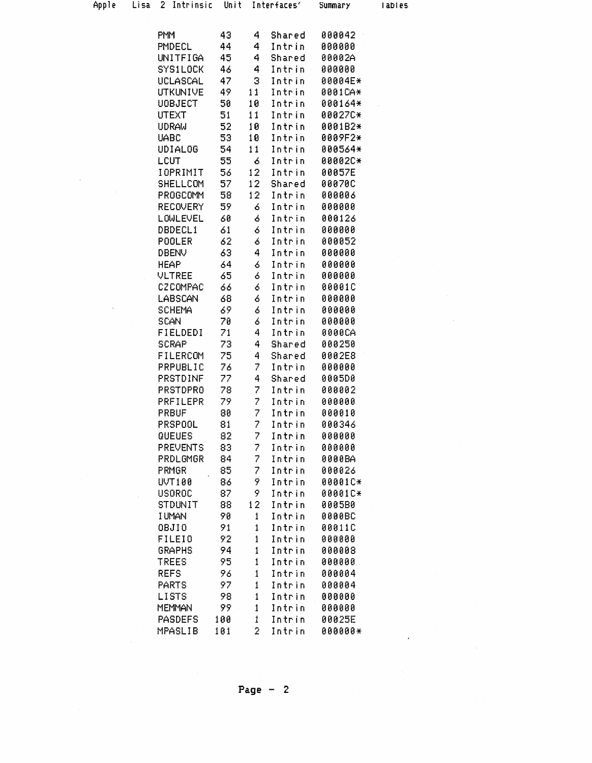| | | | | |
|---|---|---|---|---|
| PMM | 43 | 4 | Shared | 000042 |
| PMDECL | 44 | 4 | Intrin | 000000 |
| UNITFIGA | 45 | 4 | Shared | 00002A |
| SYS1LOCK | 46 | 4 | Intrin | 000000 |
| UCLASCAL | 47 | 3 | Intrin | 00004E* |
| UTKUNIVE | 49 | 11 | Intrin | 0001CA* |
| UOBJECT | 50 | 10 | Intrin | 000164* |
| UTEXT | 51 | 11 | Intrin | 00027C* |
| UDRAW | 52 | 10 | Intrin | 0001B2* |
| UABC | 53 | 10 | Intrin | 0009F2* |
| UDIALOG | 54 | 11 | Intrin | 000564* |
| LCUT | 55 | 6 | Intrin | 00002C* |
| IOPRIMIT | 56 | 12 | Intrin | 00057E |
| SHELLCOM | 57 | 12 | Shared | 00070C |
| PROGCOMM | 58 | 12 | Intrin | 000006 |
| RECOVERY | 59 | 6 | Intrin | 000000 |
| LOWLEVEL | 60 | 6 | Intrin | 000126 |
| DBDECL1 | 61 | 6 | Intrin | 000000 |
| POOLER | 62 | 6 | Intrin | 000052 |
| DBENV | 63 | 4 | Intrin | 000000 |
| HEAP | 64 | 6 | Intrin | 000000 |
| VLTREE | 65 | 6 | Intrin | 000000 |
| CZCOMPAC | 66 | 6 | Intrin | 00001C |
| LABSCAN | 68 | 6 | Intrin | 000000 |
| SCHEMA | 69 | 6 | Intrin | 000000 |
| SCAN | 70 | 6 | Intrin | 000000 |
| FIELDEDI | 71 | 4 | Intrin | 0000CA |
| SCRAP | 73 | 4 | Shared | 000250 |
| FILERCOM | 75 | 4 | Shared | 0002E8 |
| PRPUBLIC | 76 | 7 | Intrin | 000000 |
| PRSTDINF | 77 | 4 | Shared | 0005D0 |
| PRSTDPRO | 78 | 7 | Intrin | 000002 |
| PRFILEPR | 79 | 7 | Intrin | 000000 |
| PRBUF | 80 | 7 | Intrin | 000010 |
| PRSPOOL | 81 | 7 | Intrin | 000346 |
| QUEUES | 82 | 7 | Intrin | 000000 |
| PREVENTS | 83 | 7 | Intrin | 000000 |
| PRDLGMGR | 84 | 7 | Intrin | 0000BA |
| PRMGR | 85 | 7 | Intrin | 000026 |
| UVT100 | 86 | 9 | Intrin | 00001C* |
| USOROC | 87 | 9 | Intrin | 00001C* |
| STDUNIT | 88 | 12 | Intrin | 0005B0 |
| IUMAN | 90 | 1 | Intrin | 0000BC |
| OBJIO | 91 | 1 | Intrin | 00011C |
| FILEIO | 92 | 1 | Intrin | 000000 |
| GRAPHS | 94 | 1 | Intrin | 000008 |
| TREES | 95 | 1 | Intrin | 000000 |
| REFS | 96 | 1 | Intrin | 000004 |
| PARTS | 97 | 1 | Intrin | 000004 |
| LISTS | 98 | 1 | Intrin | 000000 |
| MEMMAN | 99 | 1 | Intrin | 000000 |
| PASDEFS | 100 | 1 | Intrin | 00025E |
| MPASLIB | 101 | 2 | Intrin | 000000* |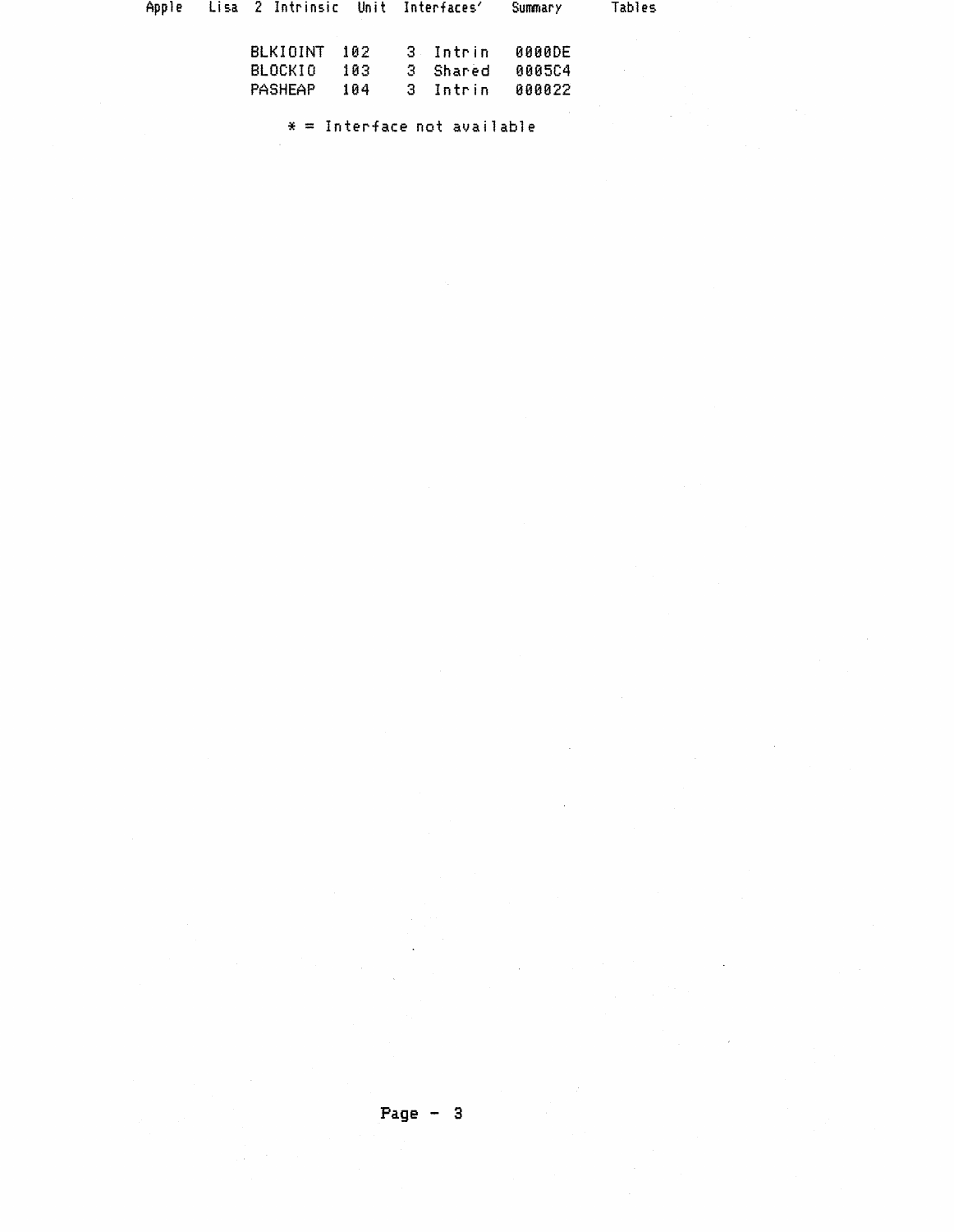| | | | | |
|---|---|---|---|---|
| BLKIOINT | 102 | 3 | Intrin | 0000DE |
| BLOCKIO | 103 | 3 | Shared | 0005C4 |
| PASHEAP | 104 | 3 | Intrin | 000022 |

* = Interface not available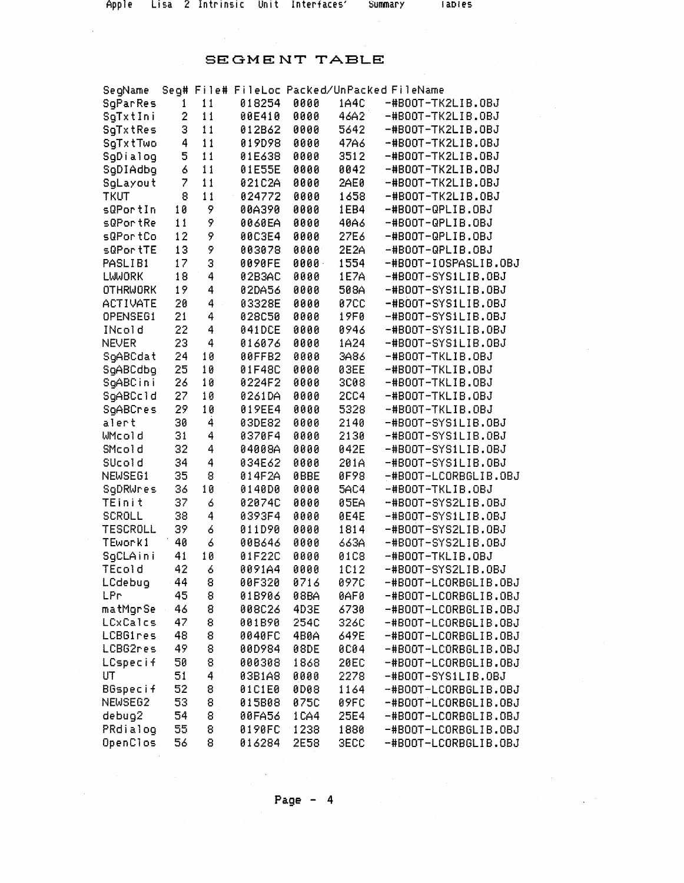# SEGMENT TABLE

| SegName | Seg# | File# | FileLoc | Packed/UnPacked | | FileName |
|---|---|---|---|---|---|---|
| SgParRes | 1 | 11 | 018254 | 0000 | 1A4C | -#BOOT-TK2LIB.OBJ |
| SgTxtIni | 2 | 11 | 00E410 | 0000 | 46A2 | -#BOOT-TK2LIB.OBJ |
| SgTxtRes | 3 | 11 | 012B62 | 0000 | 5642 | -#BOOT-TK2LIB.OBJ |
| SgTxtTwo | 4 | 11 | 019D98 | 0000 | 47A6 | -#BOOT-TK2LIB.OBJ |
| SgDialog | 5 | 11 | 01E638 | 0000 | 3512 | -#BOOT-TK2LIB.OBJ |
| SgDIAdbg | 6 | 11 | 01E55E | 0000 | 0042 | -#BOOT-TK2LIB.OBJ |
| SgLayout | 7 | 11 | 021C2A | 0000 | 2AE0 | -#BOOT-TK2LIB.OBJ |
| TKUT | 8 | 11 | 024772 | 0000 | 1658 | -#BOOT-TK2LIB.OBJ |
| sQPortIn | 10 | 9 | 00A390 | 0000 | 1EB4 | -#BOOT-QPLIB.OBJ |
| sQPortRe | 11 | 9 | 0060EA | 0000 | 40A6 | -#BOOT-QPLIB.OBJ |
| sQPortCo | 12 | 9 | 00C3E4 | 0000 | 27E6 | -#BOOT-QPLIB.OBJ |
| sQPortTE | 13 | 9 | 003078 | 0000 | 2E2A | -#BOOT-QPLIB.OBJ |
| PASLIB1 | 17 | 3 | 0090FE | 0000 | 1554 | -#BOOT-IOSPASLIB.OBJ |
| LWWORK | 18 | 4 | 02B3AC | 0000 | 1E7A | -#BOOT-SYS1LIB.OBJ |
| OTHRWORK | 19 | 4 | 02DA56 | 0000 | 508A | -#BOOT-SYS1LIB.OBJ |
| ACTIVATE | 20 | 4 | 03328E | 0000 | 07CC | -#BOOT-SYS1LIB.OBJ |
| OPENSEG1 | 21 | 4 | 028C50 | 0000 | 19F0 | -#BOOT-SYS1LIB.OBJ |
| INcold | 22 | 4 | 041DCE | 0000 | 0946 | -#BOOT-SYS1LIB.OBJ |
| NEVER | 23 | 4 | 016076 | 0000 | 1A24 | -#BOOT-SYS1LIB.OBJ |
| SgABCdat | 24 | 10 | 00FFB2 | 0000 | 3A86 | -#BOOT-TKLIB.OBJ |
| SgABCdbg | 25 | 10 | 01F48C | 0000 | 03EE | -#BOOT-TKLIB.OBJ |
| SgABCini | 26 | 10 | 0224F2 | 0000 | 3C08 | -#BOOT-TKLIB.OBJ |
| SgABCcld | 27 | 10 | 0261DA | 0000 | 2CC4 | -#BOOT-TKLIB.OBJ |
| SgABCres | 29 | 10 | 019EE4 | 0000 | 5328 | -#BOOT-TKLIB.OBJ |
| alert | 30 | 4 | 03DE82 | 0000 | 2140 | -#BOOT-SYS1LIB.OBJ |
| WMcold | 31 | 4 | 0370F4 | 0000 | 2130 | -#BOOT-SYS1LIB.OBJ |
| SMcold | 32 | 4 | 04008A | 0000 | 042E | -#BOOT-SYS1LIB.OBJ |
| SUcold | 34 | 4 | 034E62 | 0000 | 201A | -#BOOT-SYS1LIB.OBJ |
| NEWSEG1 | 35 | 8 | 014F2A | 0BBE | 0F98 | -#BOOT-LCORBGLIB.OBJ |
| SgDRWres | 36 | 10 | 0140D0 | 0000 | 5AC4 | -#BOOT-TKLIB.OBJ |
| TEinit | 37 | 6 | 02074C | 0000 | 05EA | -#BOOT-SYS2LIB.OBJ |
| SCROLL | 38 | 4 | 0393F4 | 0000 | 0E4E | -#BOOT-SYS1LIB.OBJ |
| TESCROLL | 39 | 6 | 011D90 | 0000 | 1814 | -#BOOT-SYS2LIB.OBJ |
| TEwork1 | 40 | 6 | 00B646 | 0000 | 663A | -#BOOT-SYS2LIB.OBJ |
| SgCLAini | 41 | 10 | 01F22C | 0000 | 01C8 | -#BOOT-TKLIB.OBJ |
| TEcold | 42 | 6 | 0091A4 | 0000 | 1C12 | -#BOOT-SYS2LIB.OBJ |
| LCdebug | 44 | 8 | 00F320 | 0716 | 097C | -#BOOT-LCORBGLIB.OBJ |
| LPr | 45 | 8 | 01B906 | 08BA | 0AF0 | -#BOOT-LCORBGLIB.OBJ |
| matMgrSe | 46 | 8 | 008C26 | 4D3E | 6730 | -#BOOT-LCORBGLIB.OBJ |
| LCxCalcs | 47 | 8 | 001B90 | 254C | 326C | -#BOOT-LCORBGLIB.OBJ |
| LCBG1res | 48 | 8 | 0040FC | 4B0A | 649E | -#BOOT-LCORBGLIB.OBJ |
| LCBG2res | 49 | 8 | 00D984 | 08DE | 0C04 | -#BOOT-LCORBGLIB.OBJ |
| LCspecif | 50 | 8 | 000308 | 1868 | 20EC | -#BOOT-LCORBGLIB.OBJ |
| UT | 51 | 4 | 03B1A8 | 0000 | 2278 | -#BOOT-SYS1LIB.OBJ |
| BGspecif | 52 | 8 | 01C1E0 | 0D08 | 1164 | -#BOOT-LCORBGLIB.OBJ |
| NEWSEG2 | 53 | 8 | 015B08 | 075C | 09FC | -#BOOT-LCORBGLIB.OBJ |
| debug2 | 54 | 8 | 00FA56 | 1CA4 | 25E4 | -#BOOT-LCORBGLIB.OBJ |
| PRdialog | 55 | 8 | 0190FC | 1238 | 1880 | -#BOOT-LCORBGLIB.OBJ |
| OpenClos | 56 | 8 | 016284 | 2E58 | 3ECC | -#BOOT-LCORBGLIB.OBJ |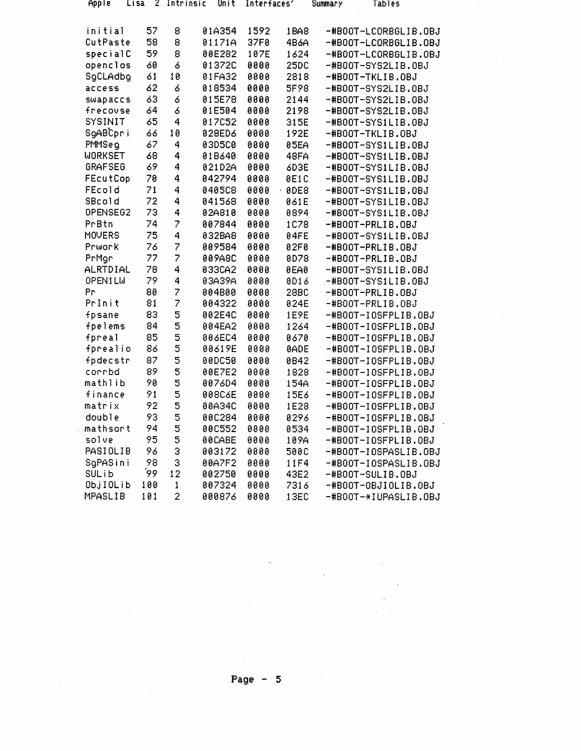Apple Lisa 2 Intrinsic Unit Interfaces' Summary Tables

| | | | | | | |
|---|---|---|---|---|---|---|
| initial | 57 | 8 | 01A354 | 1592 | 1BA8 | -#BOOT-LCORBGLIB.OBJ |
| CutPaste | 58 | 8 | 01171A | 37F0 | 4B6A | -#BOOT-LCORBGLIB.OBJ |
| specialC | 59 | 8 | 00E282 | 107E | 1624 | -#BOOT-LCORBGLIB.OBJ |
| openclos | 60 | 6 | 01372C | 0000 | 25DC | -#BOOT-SYS2LIB.OBJ |
| SgCLAdbg | 61 | 10 | 01FA32 | 0000 | 2818 | -#BOOT-TKLIB.OBJ |
| access | 62 | 6 | 018534 | 0000 | 5F98 | -#BOOT-SYS2LIB.OBJ |
| swapaccs | 63 | 6 | 015E78 | 0000 | 2144 | -#BOOT-SYS2LIB.OBJ |
| frecovse | 64 | 6 | 01E504 | 0000 | 2198 | -#BOOT-SYS2LIB.OBJ |
| SYSINIT | 65 | 4 | 017C52 | 0000 | 315E | -#BOOT-SYS1LIB.OBJ |
| SgABCpri | 66 | 10 | 028ED6 | 0000 | 192E | -#BOOT-TKLIB.OBJ |
| PMMSeg | 67 | 4 | 03D5C0 | 0000 | 05EA | -#BOOT-SYS1LIB.OBJ |
| WORKSET | 68 | 4 | 01B640 | 0000 | 48FA | -#BOOT-SYS1LIB.OBJ |
| GRAFSEG | 69 | 4 | 021D2A | 0000 | 6D3E | -#BOOT-SYS1LIB.OBJ |
| FEcutCop | 70 | 4 | 042794 | 0000 | 0E1C | -#BOOT-SYS1LIB.OBJ |
| FEcold | 71 | 4 | 0405C8 | 0000 | 0DE8 | -#BOOT-SYS1LIB.OBJ |
| SBcold | 72 | 4 | 041568 | 0000 | 061E | -#BOOT-SYS1LIB.OBJ |
| OPENSEG2 | 73 | 4 | 02A810 | 0000 | 0894 | -#BOOT-SYS1LIB.OBJ |
| PrBtn | 74 | 7 | 007844 | 0000 | 1C78 | -#BOOT-PRLIB.OBJ |
| MOVERS | 75 | 4 | 032BA8 | 0000 | 04FE | -#BOOT-SYS1LIB.OBJ |
| Prwork | 76 | 7 | 009584 | 0000 | 02F0 | -#BOOT-PRLIB.OBJ |
| PrMgr | 77 | 7 | 009A8C | 0000 | 0D78 | -#BOOT-PRLIB.OBJ |
| ALRTDIAL | 78 | 4 | 033CA2 | 0000 | 0EA0 | -#BOOT-SYS1LIB.OBJ |
| OPEN1LW | 79 | 4 | 03A39A | 0000 | 0D16 | -#BOOT-SYS1LIB.OBJ |
| Pr | 80 | 7 | 004B00 | 0000 | 28BC | -#BOOT-PRLIB.OBJ |
| PrInit | 81 | 7 | 004322 | 0000 | 024E | -#BOOT-PRLIB.OBJ |
| fpsane | 83 | 5 | 002E4C | 0000 | 1E9E | -#BOOT-IOSFPLIB.OBJ |
| fpelems | 84 | 5 | 004EA2 | 0000 | 1264 | -#BOOT-IOSFPLIB.OBJ |
| fpreal | 85 | 5 | 006EC4 | 0000 | 0670 | -#BOOT-IOSFPLIB.OBJ |
| fprealio | 86 | 5 | 00619E | 0000 | 0ADE | -#BOOT-IOSFPLIB.OBJ |
| fpdecstr | 87 | 5 | 00DC50 | 0000 | 0B42 | -#BOOT-IOSFPLIB.OBJ |
| corrbd | 89 | 5 | 00E7E2 | 0000 | 1828 | -#BOOT-IOSFPLIB.OBJ |
| mathlib | 90 | 5 | 0076D4 | 0000 | 154A | -#BOOT-IOSFPLIB.OBJ |
| finance | 91 | 5 | 008C6E | 0000 | 15E6 | -#BOOT-IOSFPLIB.OBJ |
| matrix | 92 | 5 | 00A34C | 0000 | 1E28 | -#BOOT-IOSFPLIB.OBJ |
| double | 93 | 5 | 00C284 | 0000 | 0296 | -#BOOT-IOSFPLIB.OBJ |
| mathsort | 94 | 5 | 00C552 | 0000 | 0534 | -#BOOT-IOSFPLIB.OBJ |
| solve | 95 | 5 | 00CABE | 0000 | 109A | -#BOOT-IOSFPLIB.OBJ |
| PASIOLIB | 96 | 3 | 003172 | 0000 | 500C | -#BOOT-IOSPASLIB.OBJ |
| SgPASini | 98 | 3 | 00A7F2 | 0000 | 11F4 | -#BOOT-IOSPASLIB.OBJ |
| SULib | 99 | 12 | 002750 | 0000 | 43E2 | -#BOOT-SULIB.OBJ |
| ObjIOLib | 100 | 1 | 007324 | 0000 | 7316 | -#BOOT-OBJIOLIB.OBJ |
| MPASLIB | 101 | 2 | 000876 | 0000 | 13EC | -#BOOT-*IUPASLIB.OBJ |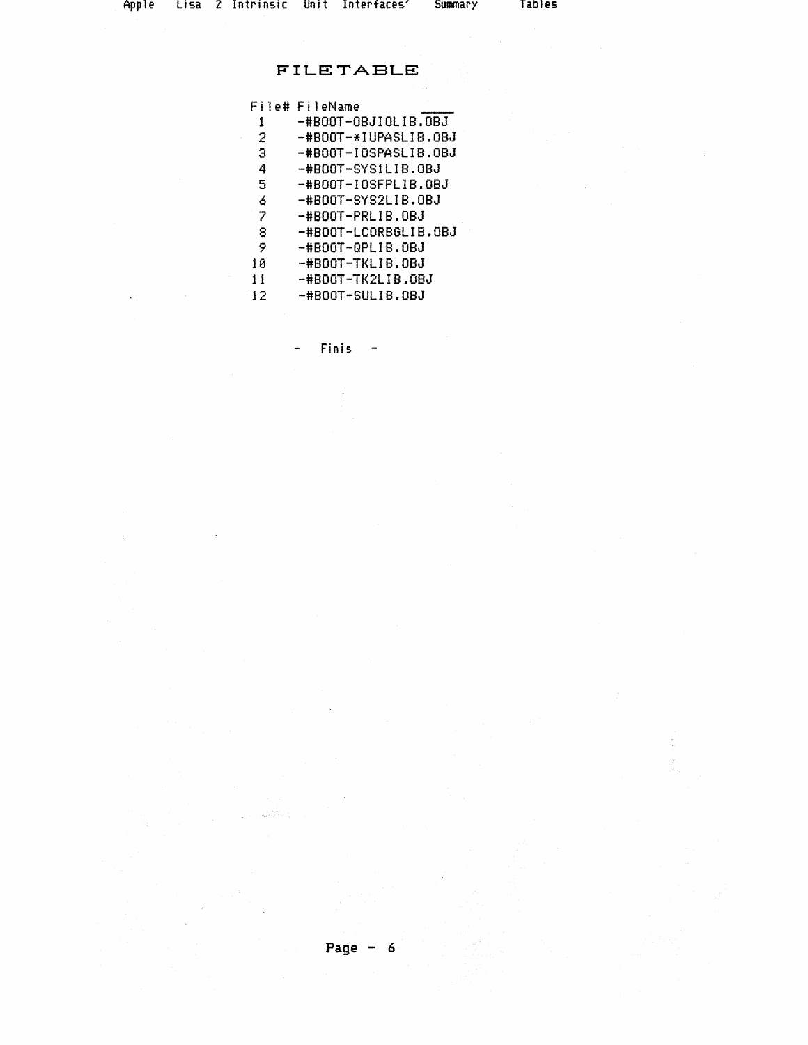# FILETABLE

| File# | FileName |
|---|---|
| 1 | -#BOOT-OBJIOLIB.OBJ |
| 2 | -#BOOT-*IUPASLIB.OBJ |
| 3 | -#BOOT-IOSPASLIB.OBJ |
| 4 | -#BOOT-SYS1LIB.OBJ |
| 5 | -#BOOT-IOSFPLIB.OBJ |
| 6 | -#BOOT-SYS2LIB.OBJ |
| 7 | -#BOOT-PRLIB.OBJ |
| 8 | -#BOOT-LCORBGLIB.OBJ |
| 9 | -#BOOT-QPLIB.OBJ |
| 10 | -#BOOT-TKLIB.OBJ |
| 11 | -#BOOT-TK2LIB.OBJ |
| 12 | -#BOOT-SULIB.OBJ |

\- Finis -